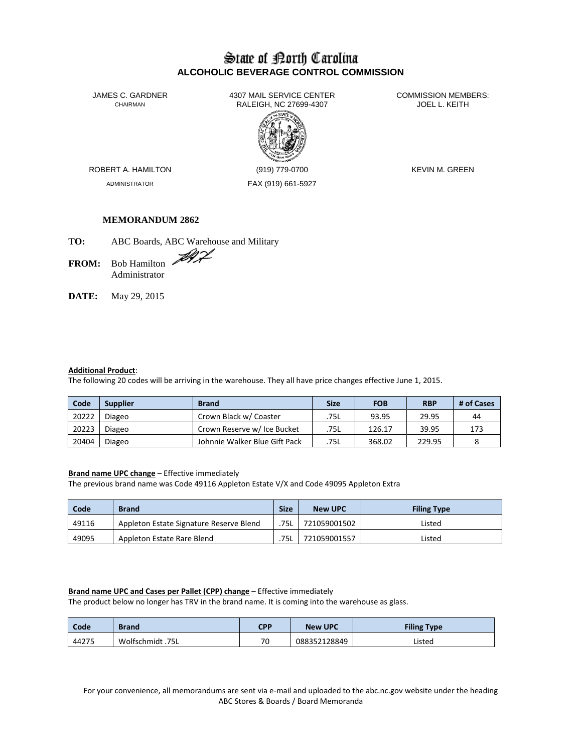# State of North Carolina
## ALCOHOLIC BEVERAGE CONTROL COMMISSION

JAMES C. GARDNER
CHAIRMAN

4307 MAIL SERVICE CENTER
RALEIGH, NC 27699-4307

COMMISSION MEMBERS:
JOEL L. KEITH

ROBERT A. HAMILTON
ADMINISTRATOR

(919) 779-0700
FAX (919) 661-5927

KEVIN M. GREEN

**MEMORANDUM 2862**

**TO:** ABC Boards, ABC Warehouse and Military

**FROM:** Bob Hamilton
Administrator

**DATE:** May 29, 2015

**Additional Product**:
The following 20 codes will be arriving in the warehouse. They all have price changes effective June 1, 2015.

| Code | Supplier | Brand | Size | FOB | RBP | # of Cases |
|---|---|---|---|---|---|---|
| 20222 | Diageo | Crown Black w/ Coaster | .75L | 93.95 | 29.95 | 44 |
| 20223 | Diageo | Crown Reserve w/ Ice Bucket | .75L | 126.17 | 39.95 | 173 |
| 20404 | Diageo | Johnnie Walker Blue Gift Pack | .75L | 368.02 | 229.95 | 8 |

**Brand name UPC change** – Effective immediately
The previous brand name was Code 49116 Appleton Estate V/X and Code 49095 Appleton Extra

| Code | Brand | Size | New UPC | Filing Type |
|---|---|---|---|---|
| 49116 | Appleton Estate Signature Reserve Blend | .75L | 721059001502 | Listed |
| 49095 | Appleton Estate Rare Blend | .75L | 721059001557 | Listed |

**Brand name UPC and Cases per Pallet (CPP) change** – Effective immediately
The product below no longer has TRV in the brand name. It is coming into the warehouse as glass.

| Code | Brand | CPP | New UPC | Filing Type |
|---|---|---|---|---|
| 44275 | Wolfschmidt .75L | 70 | 088352128849 | Listed |

For your convenience, all memorandums are sent via e-mail and uploaded to the abc.nc.gov website under the heading ABC Stores & Boards / Board Memoranda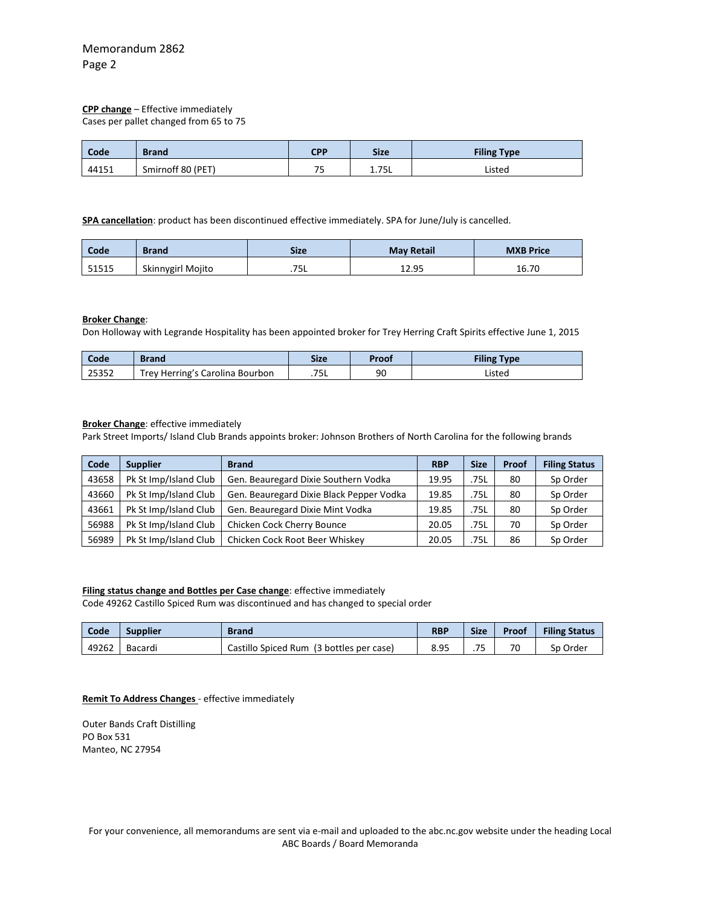**CPP change** – Effective immediately
Cases per pallet changed from 65 to 75

| Code | Brand | CPP | Size | Filing Type |
|---|---|---|---|---|
| 44151 | Smirnoff 80 (PET) | 75 | 1.75L | Listed |

**SPA cancellation**: product has been discontinued effective immediately. SPA for June/July is cancelled.

| Code | Brand | Size | May Retail | MXB Price |
|---|---|---|---|---|
| 51515 | Skinnygirl Mojito | .75L | 12.95 | 16.70 |

**Broker Change**:
Don Holloway with Legrande Hospitality has been appointed broker for Trey Herring Craft Spirits effective June 1, 2015

| Code | Brand | Size | Proof | Filing Type |
|---|---|---|---|---|
| 25352 | Trey Herring's Carolina Bourbon | .75L | 90 | Listed |

**Broker Change**: effective immediately
Park Street Imports/ Island Club Brands appoints broker: Johnson Brothers of North Carolina for the following brands

| Code | Supplier | Brand | RBP | Size | Proof | Filing Status |
|---|---|---|---|---|---|---|
| 43658 | Pk St Imp/Island Club | Gen. Beauregard Dixie Southern Vodka | 19.95 | .75L | 80 | Sp Order |
| 43660 | Pk St Imp/Island Club | Gen. Beauregard Dixie Black Pepper Vodka | 19.85 | .75L | 80 | Sp Order |
| 43661 | Pk St Imp/Island Club | Gen. Beauregard Dixie Mint Vodka | 19.85 | .75L | 80 | Sp Order |
| 56988 | Pk St Imp/Island Club | Chicken Cock Cherry Bounce | 20.05 | .75L | 70 | Sp Order |
| 56989 | Pk St Imp/Island Club | Chicken Cock Root Beer Whiskey | 20.05 | .75L | 86 | Sp Order |

**Filing status change and Bottles per Case change**: effective immediately
Code 49262 Castillo Spiced Rum was discontinued and has changed to special order

| Code | Supplier | Brand | RBP | Size | Proof | Filing Status |
|---|---|---|---|---|---|---|
| 49262 | Bacardi | Castillo Spiced Rum (3 bottles per case) | 8.95 | .75 | 70 | Sp Order |

**Remit To Address Changes** - effective immediately

Outer Bands Craft Distilling
PO Box 531
Manteo, NC 27954

For your convenience, all memorandums are sent via e-mail and uploaded to the abc.nc.gov website under the heading Local ABC Boards / Board Memoranda